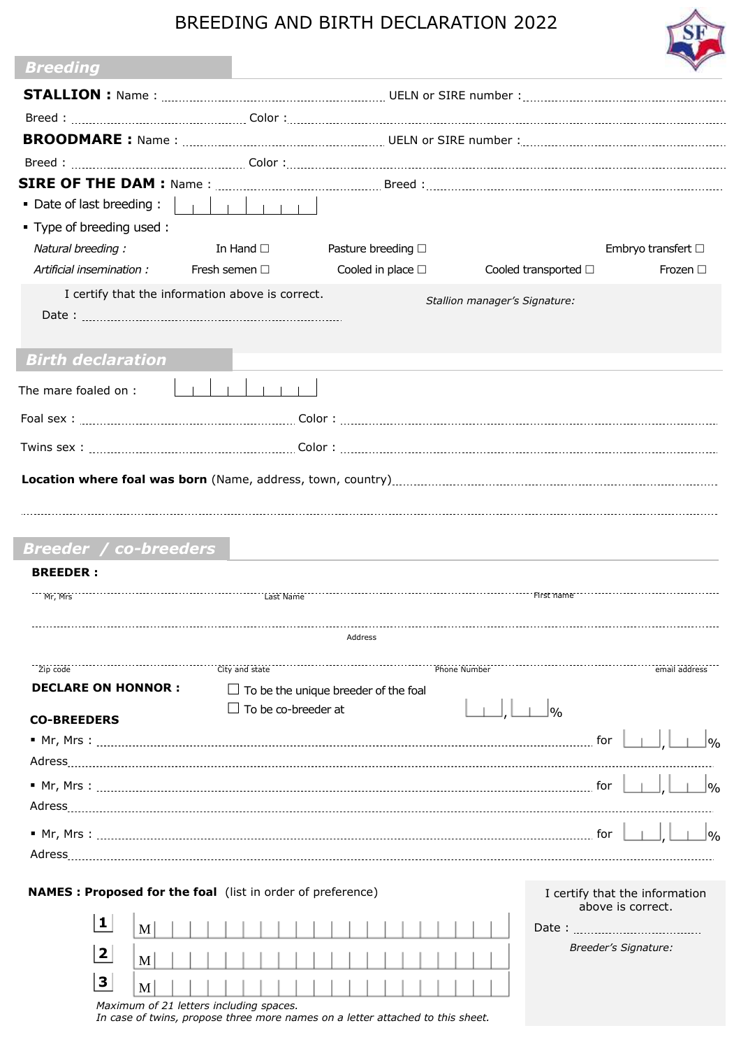# BREEDING AND BIRTH DECLARATION 2022

## Breeding

**STALLION :** Name : .................................................. UELN or SIRE number : ..................................................

Breed : .................................................. Color : ..................................................

**BROODMARE :** Name : .................................................. UELN or SIRE number : ..................................................

Breed : .................................................. Color : ..................................................

**SIRE OF THE DAM :** Name : .................................................. Breed : ..................................................

- Date of last breeding : |_|_|_|_|_|_|_|_|
- Type of breeding used :

*Natural breeding :* In Hand ☐ Pasture breeding ☐ Embryo transfert ☐

*Artificial insemination :* Fresh semen ☐ Cooled in place ☐ Cooled transported ☐ Frozen ☐

I certify that the information above is correct.

Date : ..................................................

*Stallion manager's Signature:*

## Birth declaration

The mare foaled on : |_|_|_|_|_|_|_|_|

Foal sex : .................................................. Color : ..................................................

Twins sex : .................................................. Color : ..................................................

**Location where foal was born** (Name, address, town, country) ..................................................

..................................................

## Breeder / co-breeders

**BREEDER :**

Mr, Mrs .................................................. Last Name .................................................. First name ..................................................

Address ..................................................

Zip code .................................................. City and state .................................................. Phone Number .................................................. email address ..................................................

**DECLARE ON HONNOR :**

☐ To be the unique breeder of the foal

☐ To be co-breeder at |_|_|_|,|_|_|_|%

**CO-BREEDERS**

- Mr, Mrs : .................................................. for |_|_|_|,|_|_|_|%

Adress ..................................................

- Mr, Mrs : .................................................. for |_|_|_|,|_|_|_|%

Adress ..................................................

- Mr, Mrs : .................................................. for |_|_|_|,|_|_|_|%

Adress ..................................................

**NAMES : Proposed for the foal** (list in order of preference)

1. M|_|_|_|_|_|_|_|_|_|_|_|_|_|_|_|_|_|_|_|_|
2. M|_|_|_|_|_|_|_|_|_|_|_|_|_|_|_|_|_|_|_|_|
3. M|_|_|_|_|_|_|_|_|_|_|_|_|_|_|_|_|_|_|_|_|

*Maximum of 21 letters including spaces.*
*In case of twins, propose three more names on a letter attached to this sheet.*

I certify that the information above is correct.

Date : ..................................................

*Breeder's Signature:*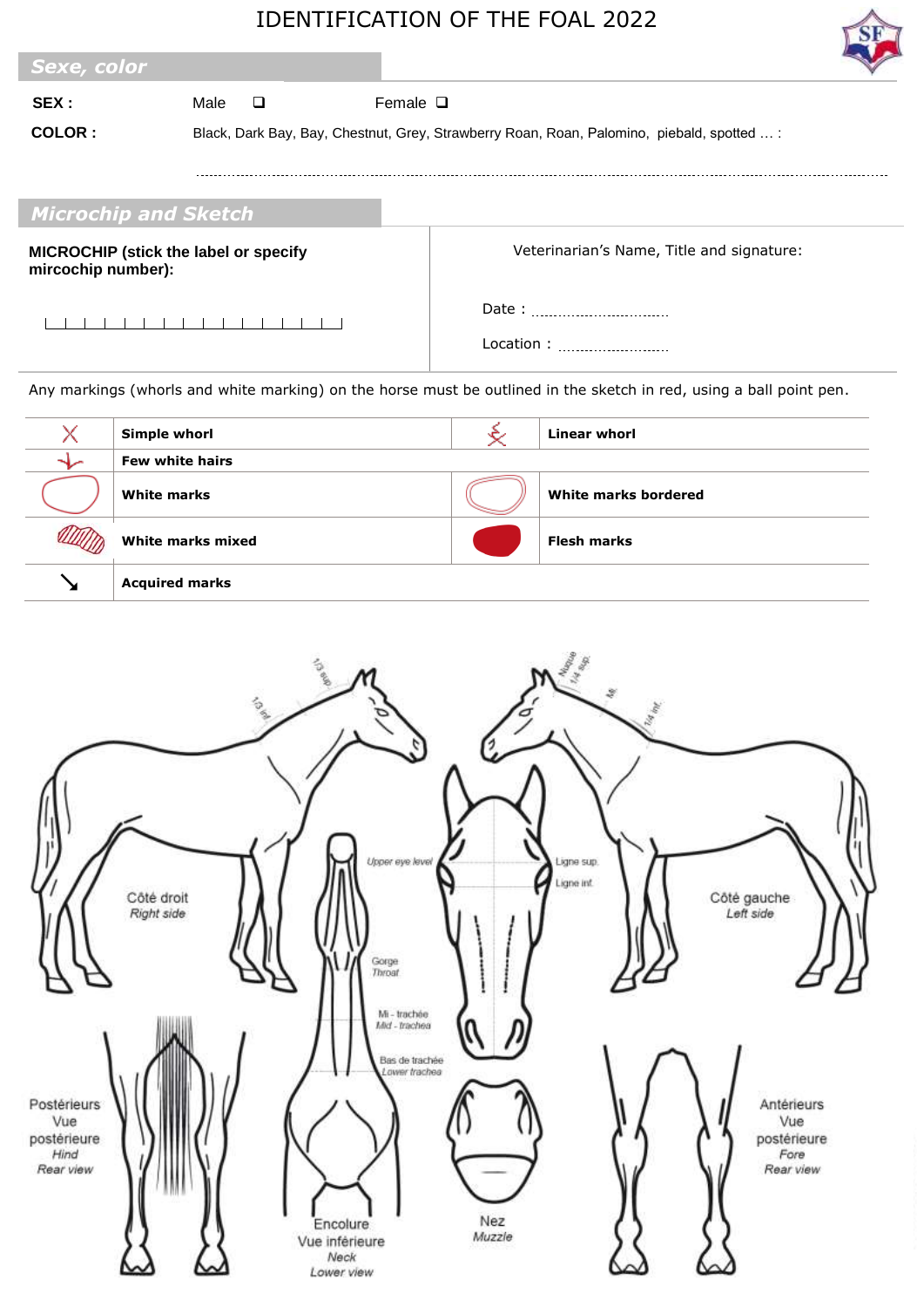# IDENTIFICATION OF THE FOAL 2022

## Sexe, color

**SEX :** Male ❑ Female ❑

**COLOR :** Black, Dark Bay, Bay, Chestnut, Grey, Strawberry Roan, Roan, Palomino, piebald, spotted … :

.................................................................................................................................

## Microchip and Sketch

**MICROCHIP (stick the label or specify mircochip number):**

|_|_|_|_|_|_|_|_|_|_|_|_|_|_|_|

Veterinarian's Name, Title and signature:

Date : ................................

Location : .........................

Any markings (whorls and white marking) on the horse must be outlined in the sketch in red, using a ball point pen.

| | | | |
|---|---|---|---|
| ✕ | **Simple whorl** | | **Linear whorl** |
| | **Few white hairs** | | |
| | **White marks** | | **White marks bordered** |
| | **White marks mixed** | | **Flesh marks** |
| ↘ | **Acquired marks** | | |

1/3 inf.

1/3 sup.

Nuque
1/4 sup.

Mi.

1/4 inf.

Côté droit
*Right side*

Côté gauche
*Left side*

*Upper eye level*

Ligne sup.

Ligne inf.

Gorge
*Throat*

Mi - trachée
*Mid - trachea*

Bas de trachée
*Lower trachea*

Postérieurs Vue postérieure
*Hind Rear view*

Encolure Vue inférieure
*Neck Lower view*

Nez
*Muzzle*

Antérieurs Vue postérieure
*Fore Rear view*